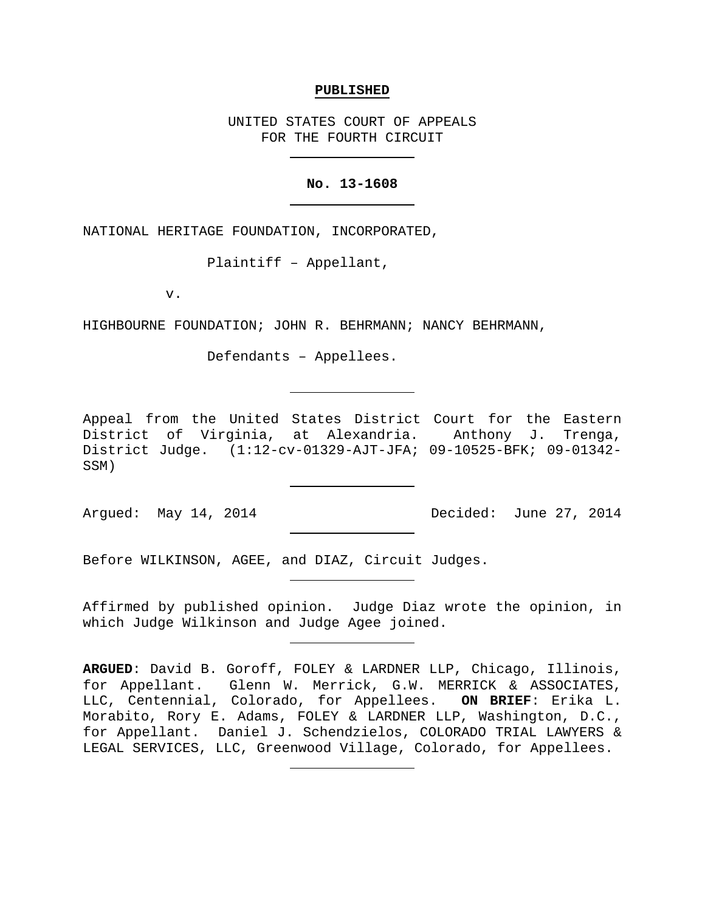**PUBLISHED**

UNITED STATES COURT OF APPEALS
FOR THE FOURTH CIRCUIT

---

**No. 13-1608**

---

NATIONAL HERITAGE FOUNDATION, INCORPORATED,

Plaintiff – Appellant,

v.

HIGHBOURNE FOUNDATION; JOHN R. BEHRMANN; NANCY BEHRMANN,

Defendants – Appellees.

---

Appeal from the United States District Court for the Eastern District of Virginia, at Alexandria. Anthony J. Trenga, District Judge. (1:12-cv-01329-AJT-JFA; 09-10525-BFK; 09-01342-SSM)

---

Argued: May 14, 2014 Decided: June 27, 2014

---

Before WILKINSON, AGEE, and DIAZ, Circuit Judges.

---

Affirmed by published opinion. Judge Diaz wrote the opinion, in which Judge Wilkinson and Judge Agee joined.

---

**ARGUED**: David B. Goroff, FOLEY & LARDNER LLP, Chicago, Illinois, for Appellant. Glenn W. Merrick, G.W. MERRICK & ASSOCIATES, LLC, Centennial, Colorado, for Appellees. **ON BRIEF**: Erika L. Morabito, Rory E. Adams, FOLEY & LARDNER LLP, Washington, D.C., for Appellant. Daniel J. Schendzielos, COLORADO TRIAL LAWYERS & LEGAL SERVICES, LLC, Greenwood Village, Colorado, for Appellees.

---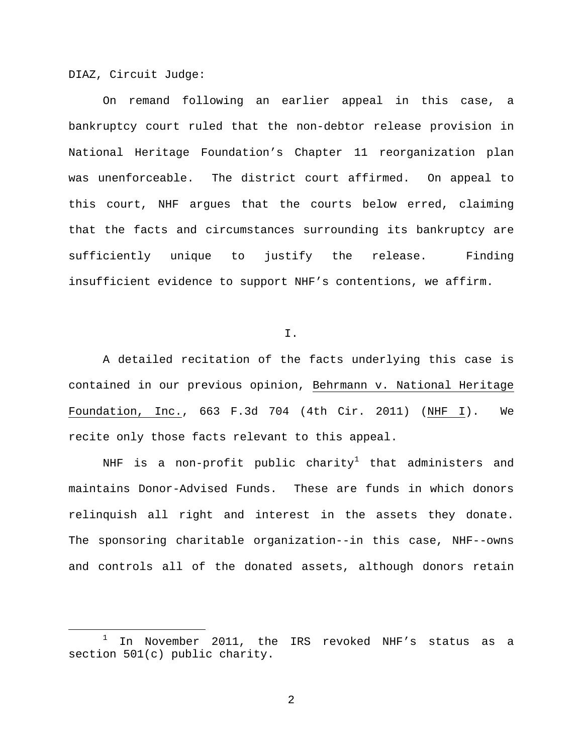DIAZ, Circuit Judge:

On remand following an earlier appeal in this case, a bankruptcy court ruled that the non-debtor release provision in National Heritage Foundation's Chapter 11 reorganization plan was unenforceable. The district court affirmed. On appeal to this court, NHF argues that the courts below erred, claiming that the facts and circumstances surrounding its bankruptcy are sufficiently unique to justify the release. Finding insufficient evidence to support NHF's contentions, we affirm.

## I.

A detailed recitation of the facts underlying this case is contained in our previous opinion, Behrmann v. National Heritage Foundation, Inc., 663 F.3d 704 (4th Cir. 2011) (NHF I). We recite only those facts relevant to this appeal.

NHF is a non-profit public charity[1] that administers and maintains Donor-Advised Funds. These are funds in which donors relinquish all right and interest in the assets they donate. The sponsoring charitable organization--in this case, NHF--owns and controls all of the donated assets, although donors retain

[1] In November 2011, the IRS revoked NHF's status as a section 501(c) public charity.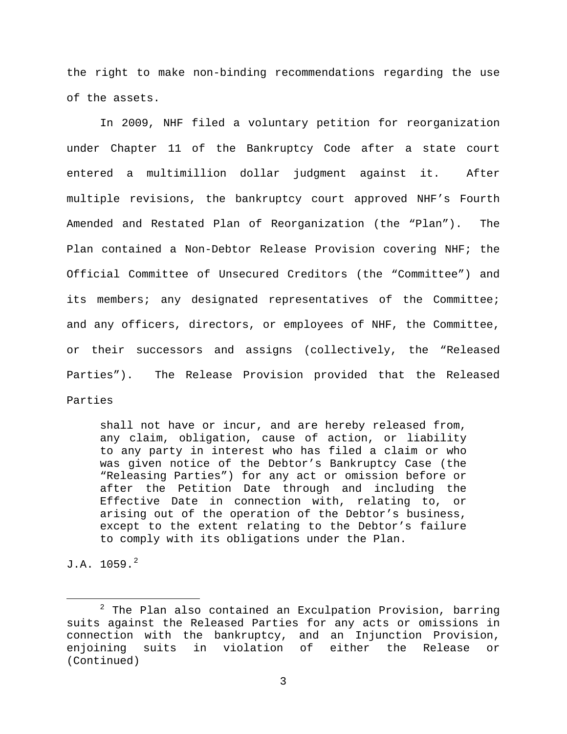the right to make non-binding recommendations regarding the use of the assets.

In 2009, NHF filed a voluntary petition for reorganization under Chapter 11 of the Bankruptcy Code after a state court entered a multimillion dollar judgment against it. After multiple revisions, the bankruptcy court approved NHF's Fourth Amended and Restated Plan of Reorganization (the "Plan"). The Plan contained a Non-Debtor Release Provision covering NHF; the Official Committee of Unsecured Creditors (the "Committee") and its members; any designated representatives of the Committee; and any officers, directors, or employees of NHF, the Committee, or their successors and assigns (collectively, the "Released Parties"). The Release Provision provided that the Released Parties

> shall not have or incur, and are hereby released from, any claim, obligation, cause of action, or liability to any party in interest who has filed a claim or who was given notice of the Debtor's Bankruptcy Case (the "Releasing Parties") for any act or omission before or after the Petition Date through and including the Effective Date in connection with, relating to, or arising out of the operation of the Debtor's business, except to the extent relating to the Debtor's failure to comply with its obligations under the Plan.

J.A. 1059.[2]

---

[2] The Plan also contained an Exculpation Provision, barring suits against the Released Parties for any acts or omissions in connection with the bankruptcy, and an Injunction Provision, enjoining suits in violation of either the Release or (Continued)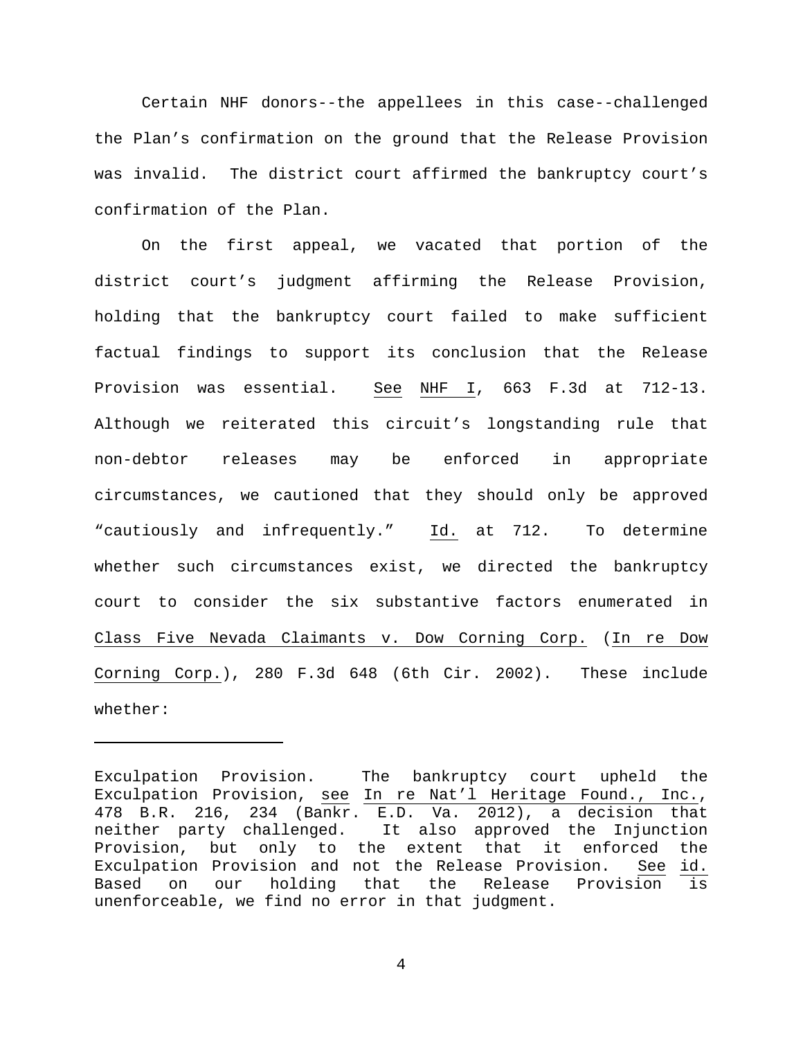Certain NHF donors--the appellees in this case--challenged the Plan's confirmation on the ground that the Release Provision was invalid. The district court affirmed the bankruptcy court's confirmation of the Plan.

On the first appeal, we vacated that portion of the district court's judgment affirming the Release Provision, holding that the bankruptcy court failed to make sufficient factual findings to support its conclusion that the Release Provision was essential. See NHF I, 663 F.3d at 712-13. Although we reiterated this circuit's longstanding rule that non-debtor releases may be enforced in appropriate circumstances, we cautioned that they should only be approved "cautiously and infrequently." Id. at 712. To determine whether such circumstances exist, we directed the bankruptcy court to consider the six substantive factors enumerated in Class Five Nevada Claimants v. Dow Corning Corp. (In re Dow Corning Corp.), 280 F.3d 648 (6th Cir. 2002). These include whether:

---

Exculpation Provision. The bankruptcy court upheld the Exculpation Provision, see In re Nat'l Heritage Found., Inc., 478 B.R. 216, 234 (Bankr. E.D. Va. 2012), a decision that neither party challenged. It also approved the Injunction Provision, but only to the extent that it enforced the Exculpation Provision and not the Release Provision. See id. Based on our holding that the Release Provision is unenforceable, we find no error in that judgment.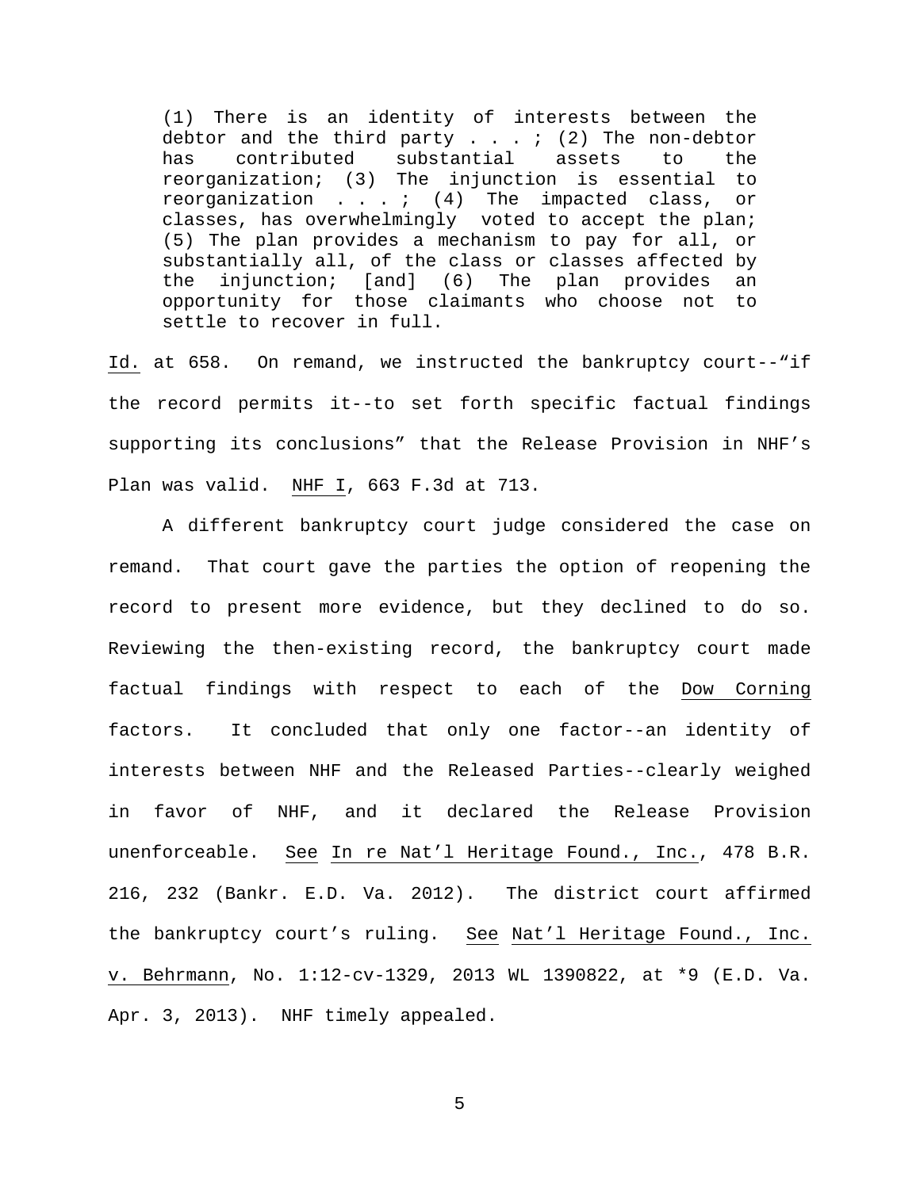> (1) There is an identity of interests between the debtor and the third party . . . ; (2) The non-debtor has contributed substantial assets to the reorganization; (3) The injunction is essential to reorganization . . . ; (4) The impacted class, or classes, has overwhelmingly voted to accept the plan; (5) The plan provides a mechanism to pay for all, or substantially all, of the class or classes affected by the injunction; [and] (6) The plan provides an opportunity for those claimants who choose not to settle to recover in full.

Id. at 658. On remand, we instructed the bankruptcy court--"if the record permits it--to set forth specific factual findings supporting its conclusions" that the Release Provision in NHF's Plan was valid. NHF I, 663 F.3d at 713.

A different bankruptcy court judge considered the case on remand. That court gave the parties the option of reopening the record to present more evidence, but they declined to do so. Reviewing the then-existing record, the bankruptcy court made factual findings with respect to each of the Dow Corning factors. It concluded that only one factor--an identity of interests between NHF and the Released Parties--clearly weighed in favor of NHF, and it declared the Release Provision unenforceable. See In re Nat'l Heritage Found., Inc., 478 B.R. 216, 232 (Bankr. E.D. Va. 2012). The district court affirmed the bankruptcy court's ruling. See Nat'l Heritage Found., Inc. v. Behrmann, No. 1:12-cv-1329, 2013 WL 1390822, at *9 (E.D. Va. Apr. 3, 2013). NHF timely appealed.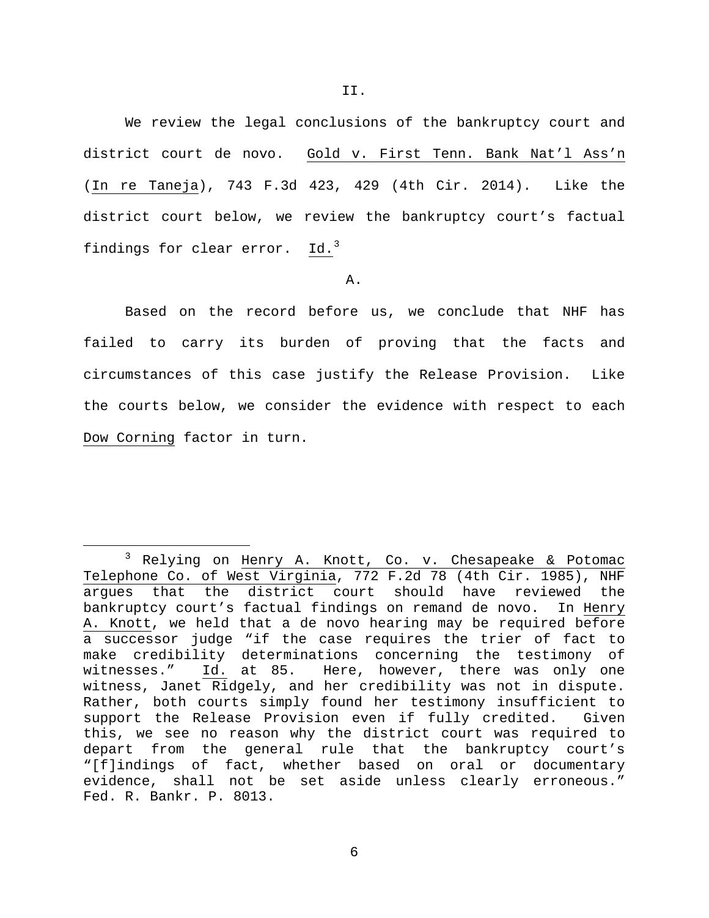## II.

We review the legal conclusions of the bankruptcy court and district court de novo. Gold v. First Tenn. Bank Nat'l Ass'n (In re Taneja), 743 F.3d 423, 429 (4th Cir. 2014). Like the district court below, we review the bankruptcy court's factual findings for clear error. Id.[3]

### A.

Based on the record before us, we conclude that NHF has failed to carry its burden of proving that the facts and circumstances of this case justify the Release Provision. Like the courts below, we consider the evidence with respect to each Dow Corning factor in turn.

---

[3] Relying on Henry A. Knott, Co. v. Chesapeake & Potomac Telephone Co. of West Virginia, 772 F.2d 78 (4th Cir. 1985), NHF argues that the district court should have reviewed the bankruptcy court's factual findings on remand de novo. In Henry A. Knott, we held that a de novo hearing may be required before a successor judge "if the case requires the trier of fact to make credibility determinations concerning the testimony of witnesses." Id. at 85. Here, however, there was only one witness, Janet Ridgely, and her credibility was not in dispute. Rather, both courts simply found her testimony insufficient to support the Release Provision even if fully credited. Given this, we see no reason why the district court was required to depart from the general rule that the bankruptcy court's "[f]indings of fact, whether based on oral or documentary evidence, shall not be set aside unless clearly erroneous." Fed. R. Bankr. P. 8013.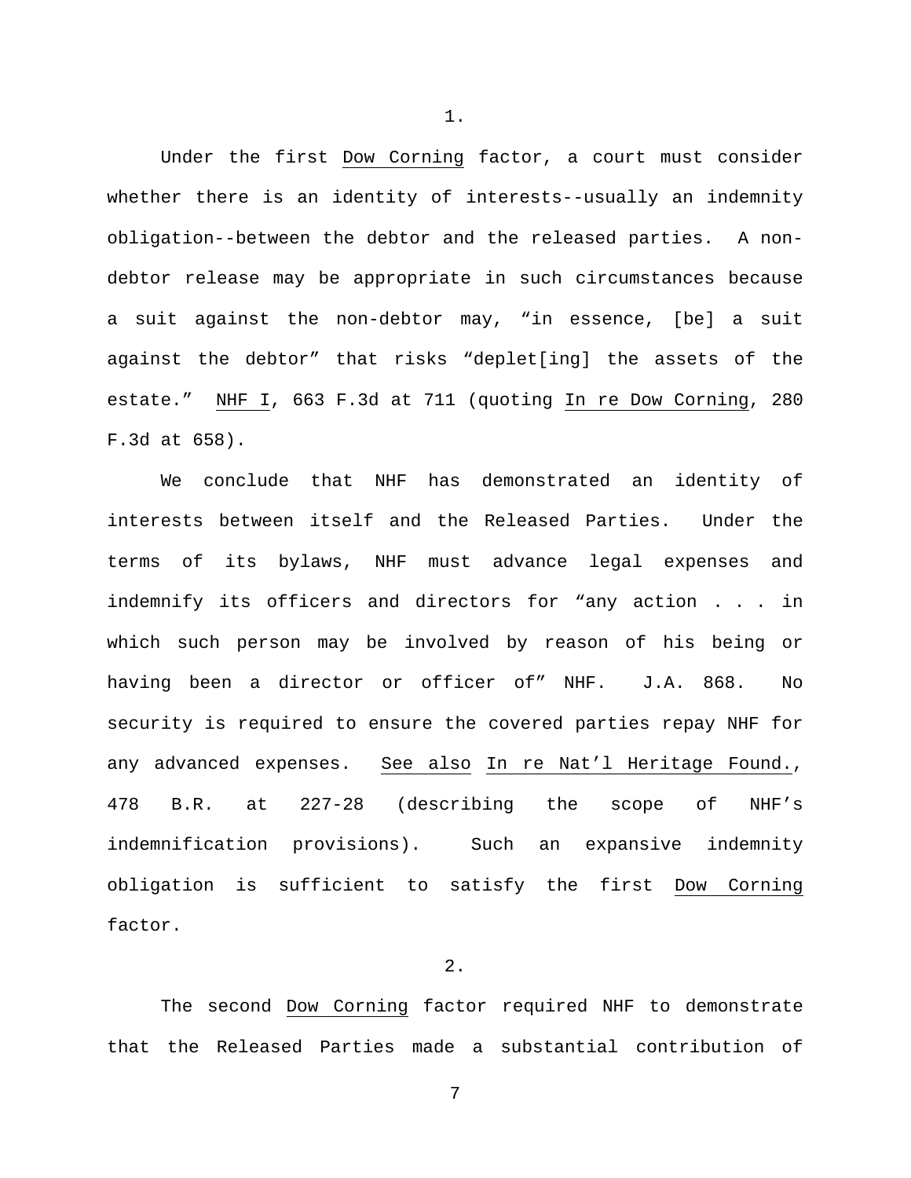1.

Under the first Dow Corning factor, a court must consider whether there is an identity of interests--usually an indemnity obligation--between the debtor and the released parties. A non-debtor release may be appropriate in such circumstances because a suit against the non-debtor may, "in essence, [be] a suit against the debtor" that risks "deplet[ing] the assets of the estate." NHF I, 663 F.3d at 711 (quoting In re Dow Corning, 280 F.3d at 658).

We conclude that NHF has demonstrated an identity of interests between itself and the Released Parties. Under the terms of its bylaws, NHF must advance legal expenses and indemnify its officers and directors for "any action . . . in which such person may be involved by reason of his being or having been a director or officer of" NHF. J.A. 868. No security is required to ensure the covered parties repay NHF for any advanced expenses. See also In re Nat'l Heritage Found., 478 B.R. at 227-28 (describing the scope of NHF's indemnification provisions). Such an expansive indemnity obligation is sufficient to satisfy the first Dow Corning factor.

2.

The second Dow Corning factor required NHF to demonstrate that the Released Parties made a substantial contribution of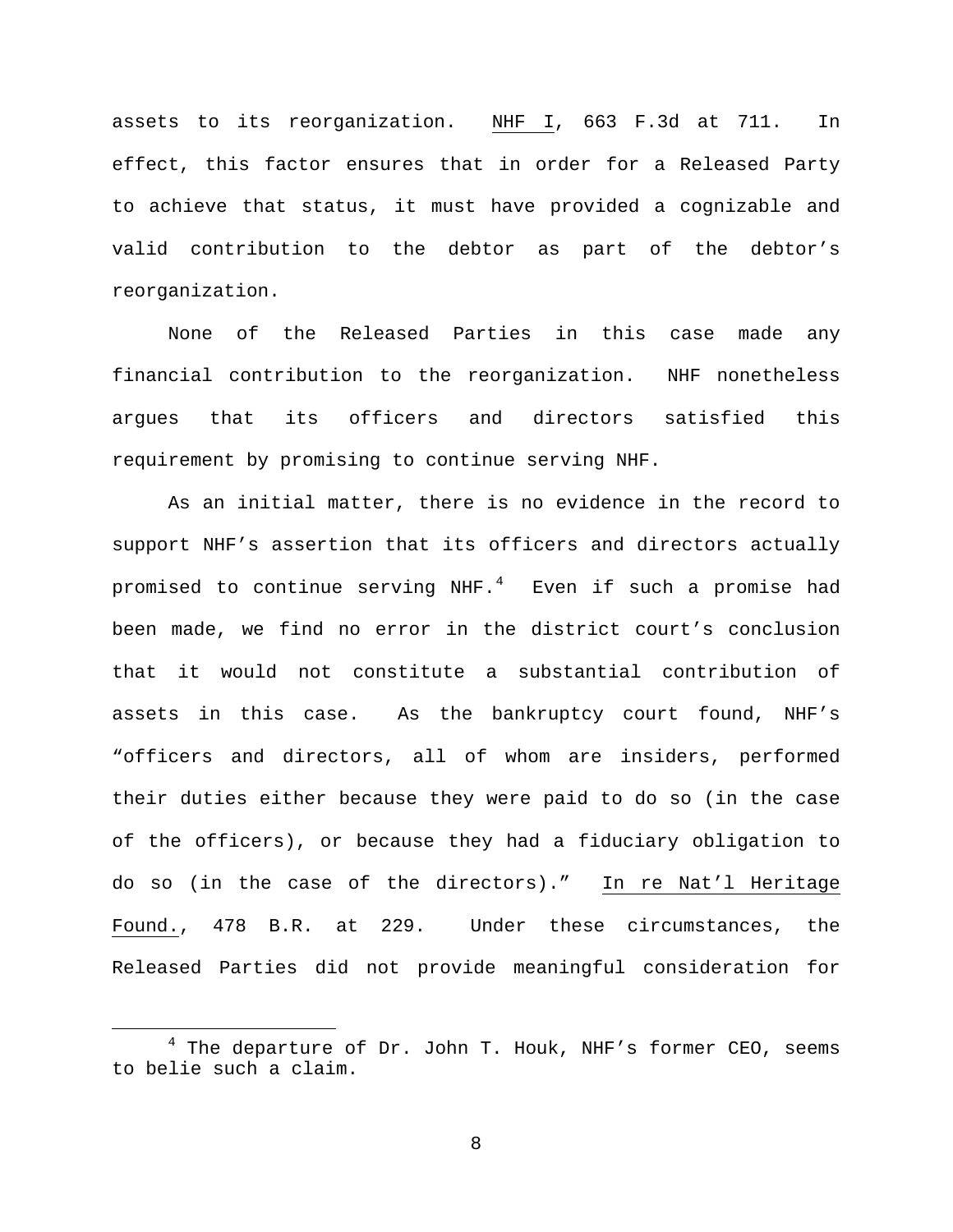assets to its reorganization. NHF I, 663 F.3d at 711. In effect, this factor ensures that in order for a Released Party to achieve that status, it must have provided a cognizable and valid contribution to the debtor as part of the debtor's reorganization.

None of the Released Parties in this case made any financial contribution to the reorganization. NHF nonetheless argues that its officers and directors satisfied this requirement by promising to continue serving NHF.

As an initial matter, there is no evidence in the record to support NHF's assertion that its officers and directors actually promised to continue serving NHF.[4] Even if such a promise had been made, we find no error in the district court's conclusion that it would not constitute a substantial contribution of assets in this case. As the bankruptcy court found, NHF's "officers and directors, all of whom are insiders, performed their duties either because they were paid to do so (in the case of the officers), or because they had a fiduciary obligation to do so (in the case of the directors)." In re Nat'l Heritage Found., 478 B.R. at 229. Under these circumstances, the Released Parties did not provide meaningful consideration for

[4] The departure of Dr. John T. Houk, NHF's former CEO, seems to belie such a claim.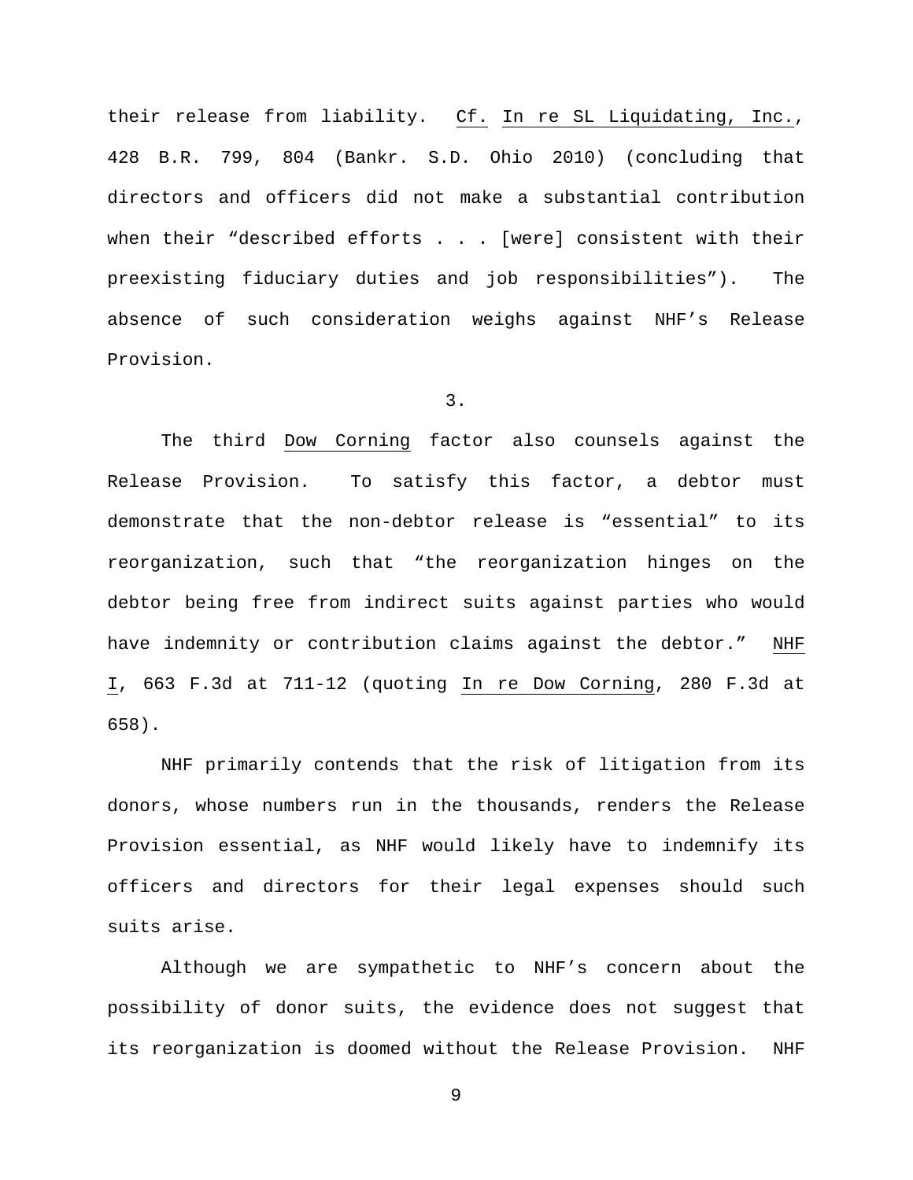their release from liability. Cf. In re SL Liquidating, Inc., 428 B.R. 799, 804 (Bankr. S.D. Ohio 2010) (concluding that directors and officers did not make a substantial contribution when their "described efforts . . . [were] consistent with their preexisting fiduciary duties and job responsibilities"). The absence of such consideration weighs against NHF's Release Provision.

3.

The third Dow Corning factor also counsels against the Release Provision. To satisfy this factor, a debtor must demonstrate that the non-debtor release is "essential" to its reorganization, such that "the reorganization hinges on the debtor being free from indirect suits against parties who would have indemnity or contribution claims against the debtor." NHF I, 663 F.3d at 711-12 (quoting In re Dow Corning, 280 F.3d at 658).

NHF primarily contends that the risk of litigation from its donors, whose numbers run in the thousands, renders the Release Provision essential, as NHF would likely have to indemnify its officers and directors for their legal expenses should such suits arise.

Although we are sympathetic to NHF's concern about the possibility of donor suits, the evidence does not suggest that its reorganization is doomed without the Release Provision. NHF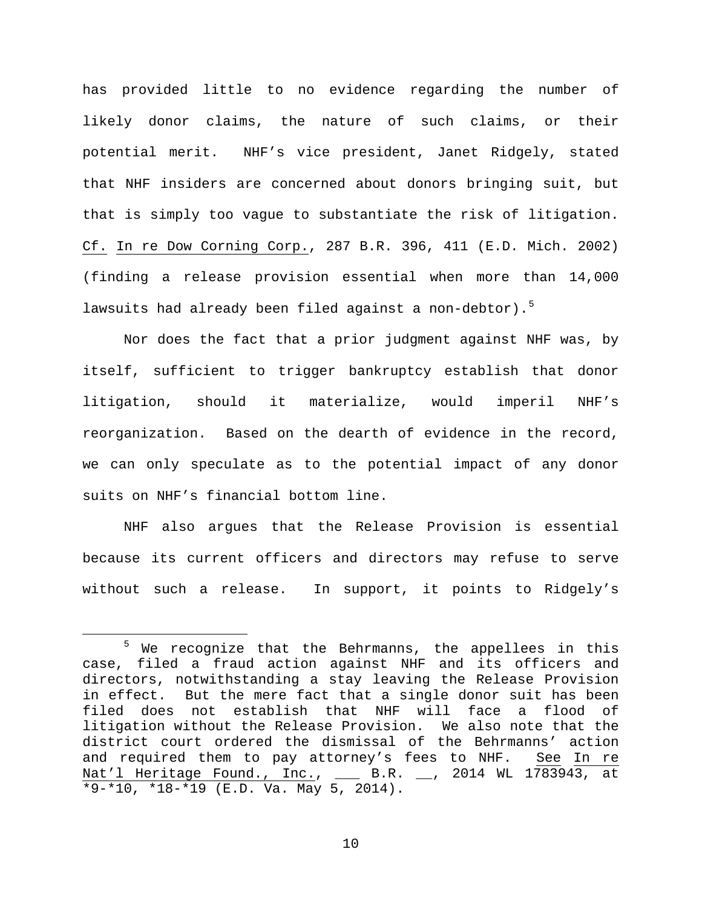has provided little to no evidence regarding the number of likely donor claims, the nature of such claims, or their potential merit. NHF's vice president, Janet Ridgely, stated that NHF insiders are concerned about donors bringing suit, but that is simply too vague to substantiate the risk of litigation. Cf. In re Dow Corning Corp., 287 B.R. 396, 411 (E.D. Mich. 2002) (finding a release provision essential when more than 14,000 lawsuits had already been filed against a non-debtor).[5]

Nor does the fact that a prior judgment against NHF was, by itself, sufficient to trigger bankruptcy establish that donor litigation, should it materialize, would imperil NHF's reorganization. Based on the dearth of evidence in the record, we can only speculate as to the potential impact of any donor suits on NHF's financial bottom line.

NHF also argues that the Release Provision is essential because its current officers and directors may refuse to serve without such a release. In support, it points to Ridgely's

---

[5] We recognize that the Behrmanns, the appellees in this case, filed a fraud action against NHF and its officers and directors, notwithstanding a stay leaving the Release Provision in effect. But the mere fact that a single donor suit has been filed does not establish that NHF will face a flood of litigation without the Release Provision. We also note that the district court ordered the dismissal of the Behrmanns' action and required them to pay attorney's fees to NHF. See In re Nat'l Heritage Found., Inc., ___ B.R. __, 2014 WL 1783943, at *9-*10, *18-*19 (E.D. Va. May 5, 2014).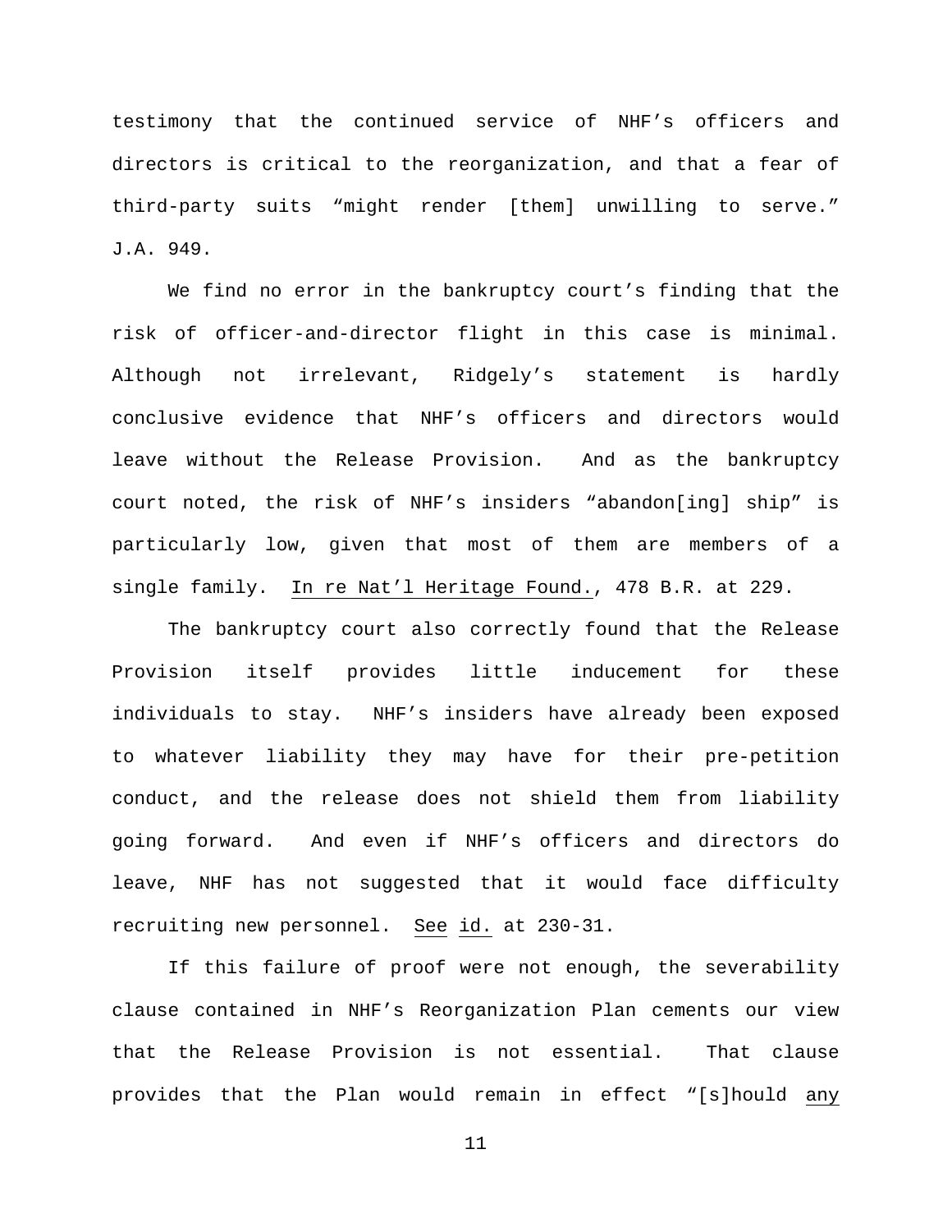testimony that the continued service of NHF's officers and directors is critical to the reorganization, and that a fear of third-party suits "might render [them] unwilling to serve." J.A. 949.

We find no error in the bankruptcy court's finding that the risk of officer-and-director flight in this case is minimal. Although not irrelevant, Ridgely's statement is hardly conclusive evidence that NHF's officers and directors would leave without the Release Provision. And as the bankruptcy court noted, the risk of NHF's insiders "abandon[ing] ship" is particularly low, given that most of them are members of a single family. In re Nat'l Heritage Found., 478 B.R. at 229.

The bankruptcy court also correctly found that the Release Provision itself provides little inducement for these individuals to stay. NHF's insiders have already been exposed to whatever liability they may have for their pre-petition conduct, and the release does not shield them from liability going forward. And even if NHF's officers and directors do leave, NHF has not suggested that it would face difficulty recruiting new personnel. See id. at 230-31.

If this failure of proof were not enough, the severability clause contained in NHF's Reorganization Plan cements our view that the Release Provision is not essential. That clause provides that the Plan would remain in effect "[s]hould any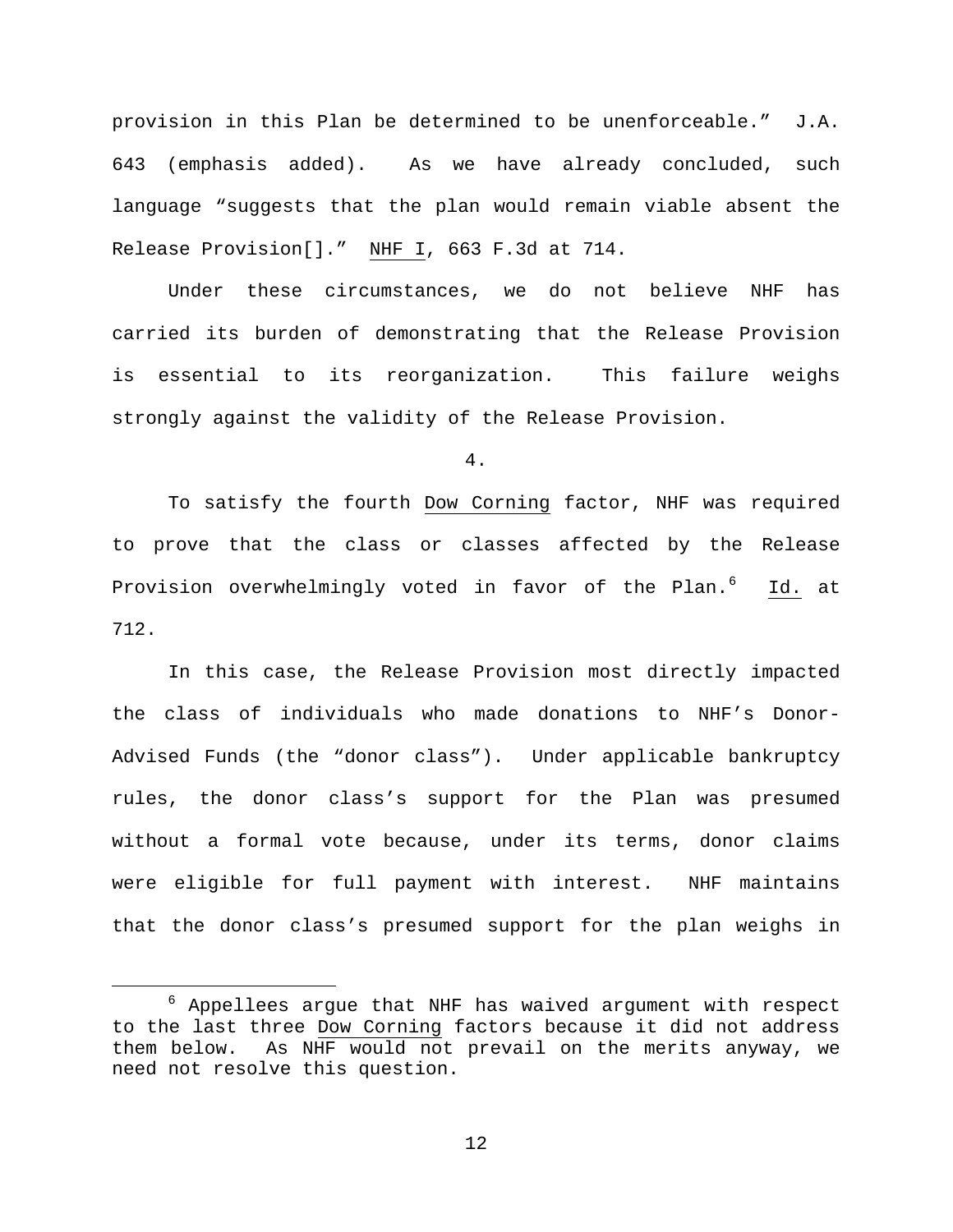provision in this Plan be determined to be unenforceable." J.A. 643 (emphasis added). As we have already concluded, such language "suggests that the plan would remain viable absent the Release Provision[]." NHF I, 663 F.3d at 714.

Under these circumstances, we do not believe NHF has carried its burden of demonstrating that the Release Provision is essential to its reorganization. This failure weighs strongly against the validity of the Release Provision.

4.

To satisfy the fourth Dow Corning factor, NHF was required to prove that the class or classes affected by the Release Provision overwhelmingly voted in favor of the Plan.[6] Id. at 712.

In this case, the Release Provision most directly impacted the class of individuals who made donations to NHF's Donor-Advised Funds (the "donor class"). Under applicable bankruptcy rules, the donor class's support for the Plan was presumed without a formal vote because, under its terms, donor claims were eligible for full payment with interest. NHF maintains that the donor class's presumed support for the plan weighs in

[6] Appellees argue that NHF has waived argument with respect to the last three Dow Corning factors because it did not address them below. As NHF would not prevail on the merits anyway, we need not resolve this question.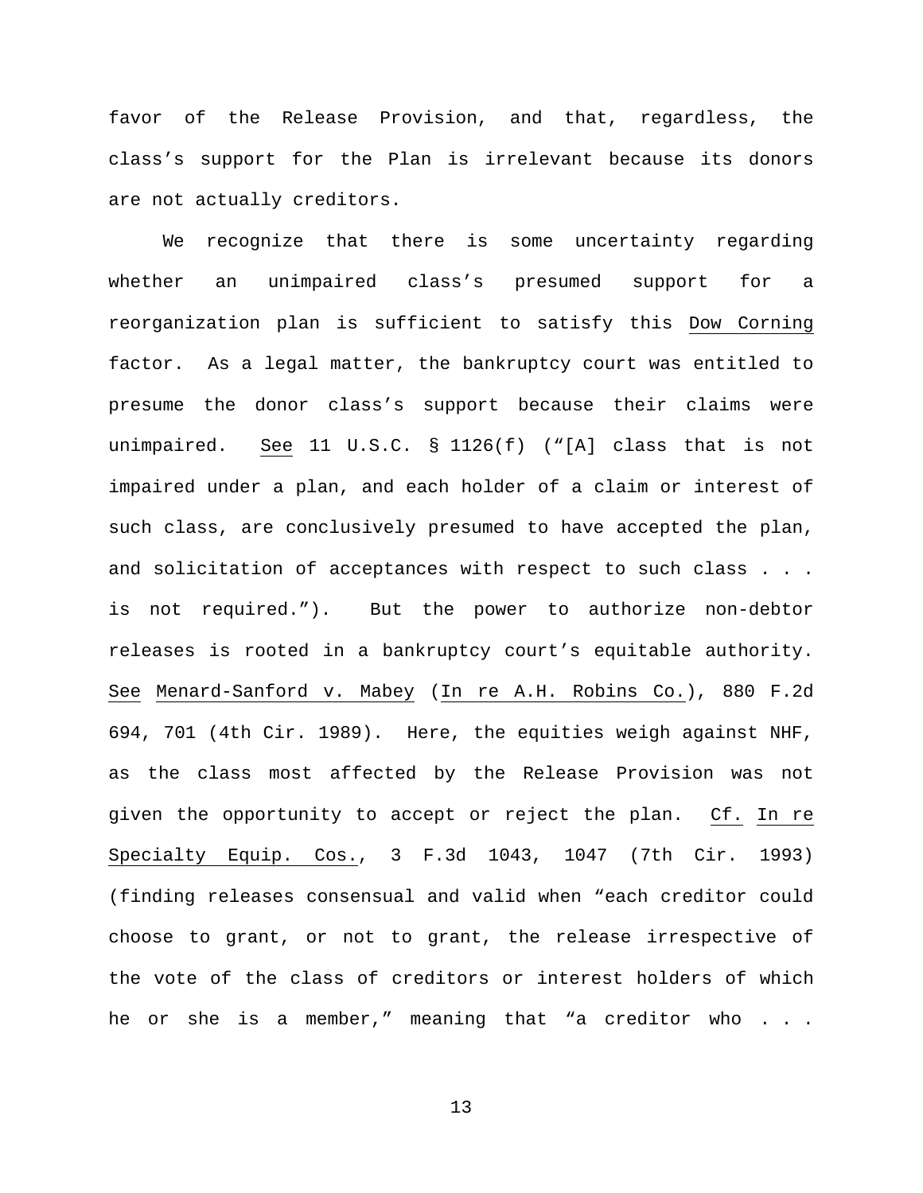favor of the Release Provision, and that, regardless, the class's support for the Plan is irrelevant because its donors are not actually creditors.

We recognize that there is some uncertainty regarding whether an unimpaired class's presumed support for a reorganization plan is sufficient to satisfy this Dow Corning factor. As a legal matter, the bankruptcy court was entitled to presume the donor class's support because their claims were unimpaired. See 11 U.S.C. § 1126(f) ("[A] class that is not impaired under a plan, and each holder of a claim or interest of such class, are conclusively presumed to have accepted the plan, and solicitation of acceptances with respect to such class . . . is not required."). But the power to authorize non-debtor releases is rooted in a bankruptcy court's equitable authority. See Menard-Sanford v. Mabey (In re A.H. Robins Co.), 880 F.2d 694, 701 (4th Cir. 1989). Here, the equities weigh against NHF, as the class most affected by the Release Provision was not given the opportunity to accept or reject the plan. Cf. In re Specialty Equip. Cos., 3 F.3d 1043, 1047 (7th Cir. 1993) (finding releases consensual and valid when "each creditor could choose to grant, or not to grant, the release irrespective of the vote of the class of creditors or interest holders of which he or she is a member," meaning that "a creditor who . . .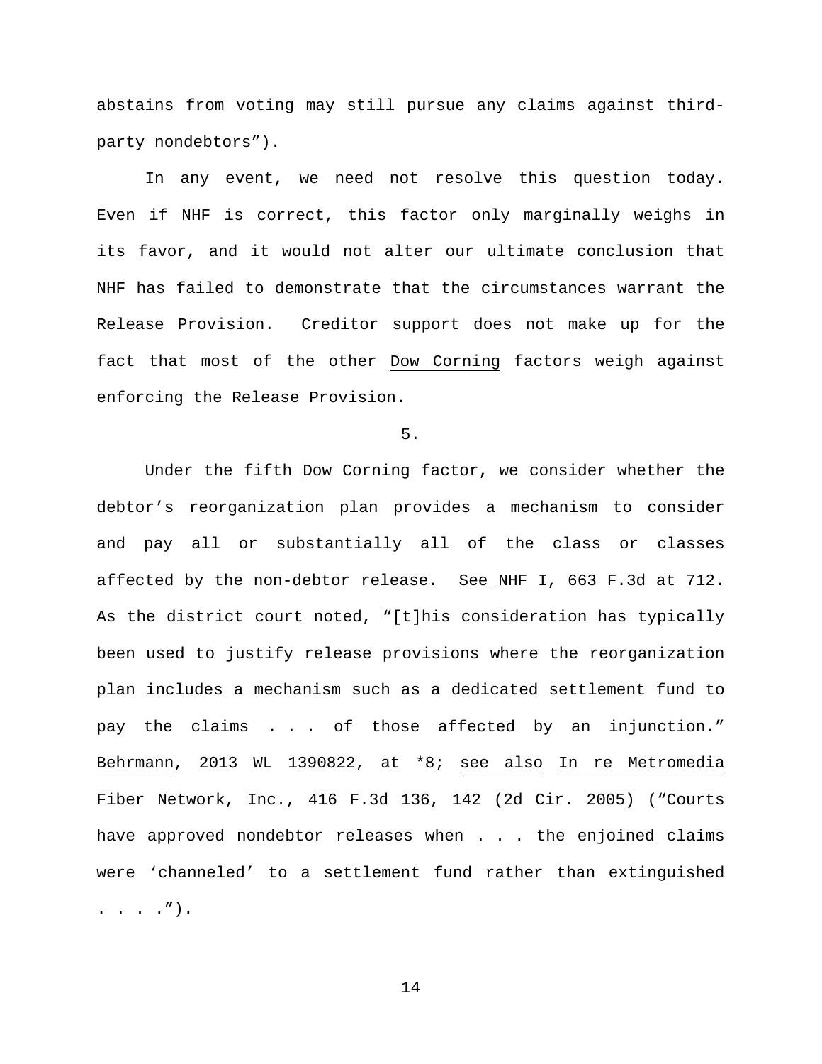abstains from voting may still pursue any claims against third-party nondebtors").

In any event, we need not resolve this question today. Even if NHF is correct, this factor only marginally weighs in its favor, and it would not alter our ultimate conclusion that NHF has failed to demonstrate that the circumstances warrant the Release Provision. Creditor support does not make up for the fact that most of the other Dow Corning factors weigh against enforcing the Release Provision.

5.

Under the fifth Dow Corning factor, we consider whether the debtor's reorganization plan provides a mechanism to consider and pay all or substantially all of the class or classes affected by the non-debtor release. See NHF I, 663 F.3d at 712. As the district court noted, "[t]his consideration has typically been used to justify release provisions where the reorganization plan includes a mechanism such as a dedicated settlement fund to pay the claims . . . of those affected by an injunction." Behrmann, 2013 WL 1390822, at *8; see also In re Metromedia Fiber Network, Inc., 416 F.3d 136, 142 (2d Cir. 2005) ("Courts have approved nondebtor releases when . . . the enjoined claims were 'channeled' to a settlement fund rather than extinguished . . . .").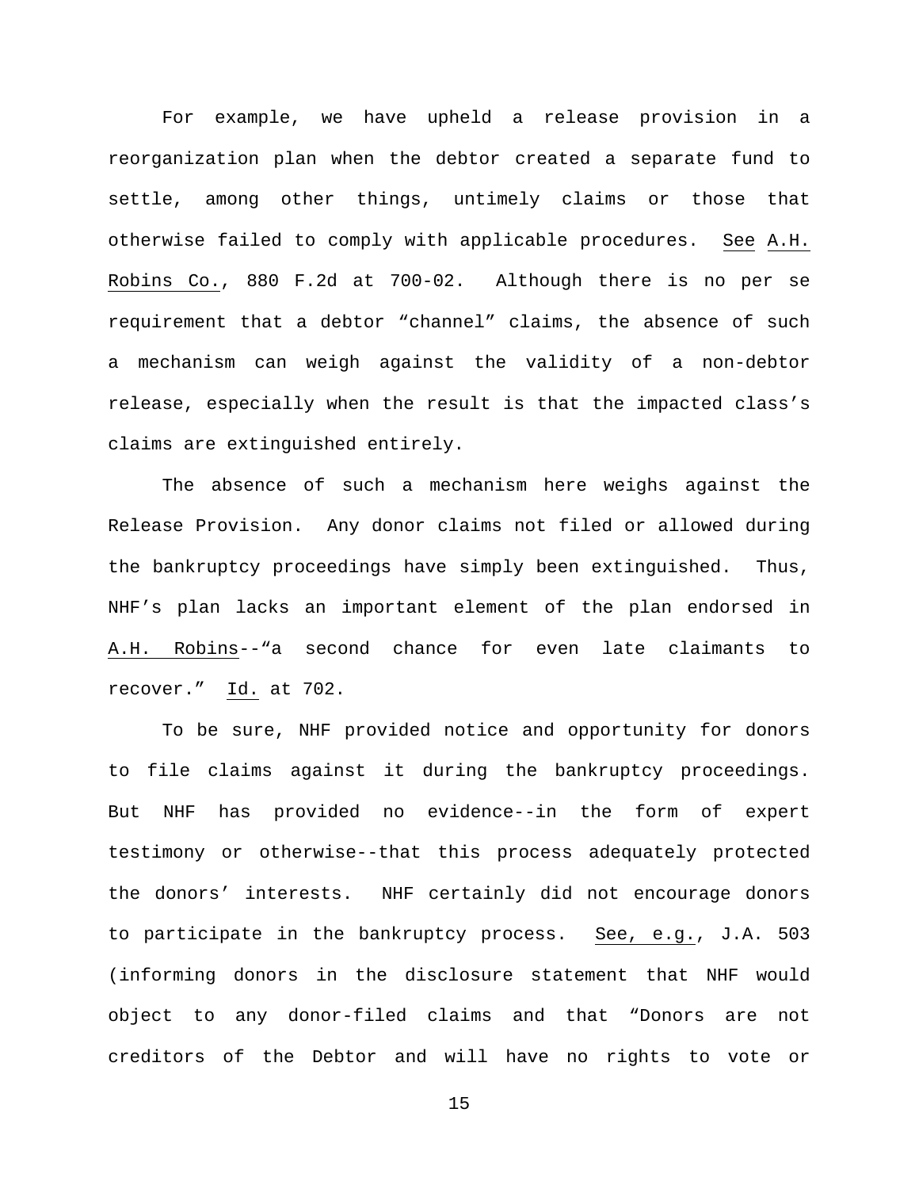For example, we have upheld a release provision in a reorganization plan when the debtor created a separate fund to settle, among other things, untimely claims or those that otherwise failed to comply with applicable procedures. See A.H. Robins Co., 880 F.2d at 700-02. Although there is no per se requirement that a debtor "channel" claims, the absence of such a mechanism can weigh against the validity of a non-debtor release, especially when the result is that the impacted class's claims are extinguished entirely.

The absence of such a mechanism here weighs against the Release Provision. Any donor claims not filed or allowed during the bankruptcy proceedings have simply been extinguished. Thus, NHF's plan lacks an important element of the plan endorsed in A.H. Robins--"a second chance for even late claimants to recover." Id. at 702.

To be sure, NHF provided notice and opportunity for donors to file claims against it during the bankruptcy proceedings. But NHF has provided no evidence--in the form of expert testimony or otherwise--that this process adequately protected the donors' interests. NHF certainly did not encourage donors to participate in the bankruptcy process. See, e.g., J.A. 503 (informing donors in the disclosure statement that NHF would object to any donor-filed claims and that "Donors are not creditors of the Debtor and will have no rights to vote or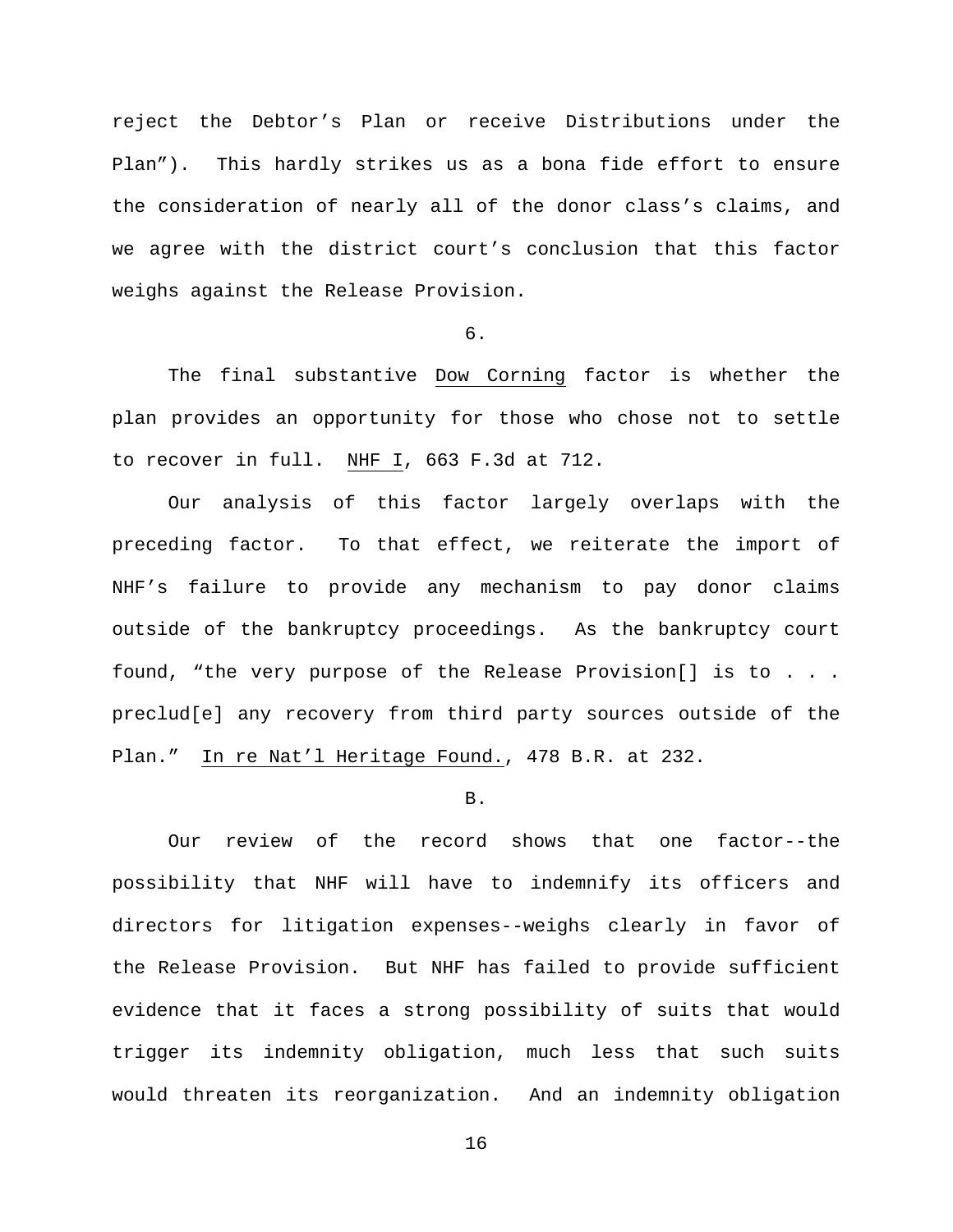reject the Debtor's Plan or receive Distributions under the Plan"). This hardly strikes us as a bona fide effort to ensure the consideration of nearly all of the donor class's claims, and we agree with the district court's conclusion that this factor weighs against the Release Provision.

6.

The final substantive Dow Corning factor is whether the plan provides an opportunity for those who chose not to settle to recover in full. NHF I, 663 F.3d at 712.

Our analysis of this factor largely overlaps with the preceding factor. To that effect, we reiterate the import of NHF's failure to provide any mechanism to pay donor claims outside of the bankruptcy proceedings. As the bankruptcy court found, "the very purpose of the Release Provision[] is to . . . preclud[e] any recovery from third party sources outside of the Plan." In re Nat'l Heritage Found., 478 B.R. at 232.

B.

Our review of the record shows that one factor--the possibility that NHF will have to indemnify its officers and directors for litigation expenses--weighs clearly in favor of the Release Provision. But NHF has failed to provide sufficient evidence that it faces a strong possibility of suits that would trigger its indemnity obligation, much less that such suits would threaten its reorganization. And an indemnity obligation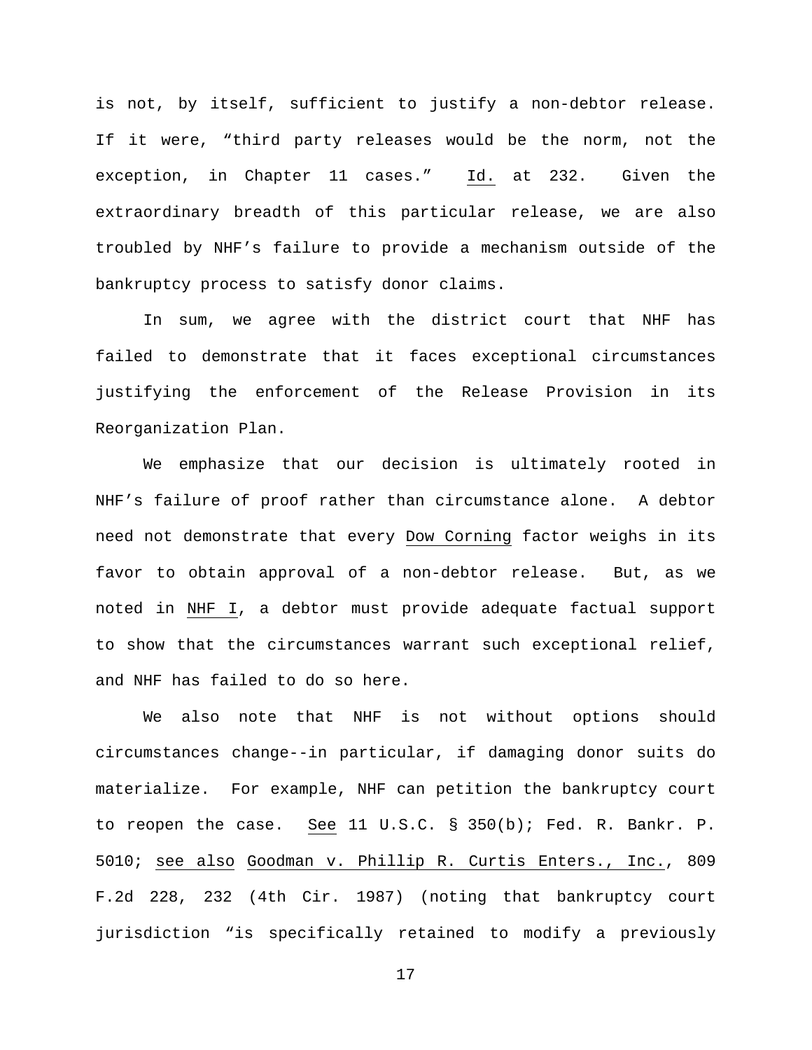is not, by itself, sufficient to justify a non-debtor release. If it were, "third party releases would be the norm, not the exception, in Chapter 11 cases." Id. at 232. Given the extraordinary breadth of this particular release, we are also troubled by NHF's failure to provide a mechanism outside of the bankruptcy process to satisfy donor claims.

In sum, we agree with the district court that NHF has failed to demonstrate that it faces exceptional circumstances justifying the enforcement of the Release Provision in its Reorganization Plan.

We emphasize that our decision is ultimately rooted in NHF's failure of proof rather than circumstance alone. A debtor need not demonstrate that every Dow Corning factor weighs in its favor to obtain approval of a non-debtor release. But, as we noted in NHF I, a debtor must provide adequate factual support to show that the circumstances warrant such exceptional relief, and NHF has failed to do so here.

We also note that NHF is not without options should circumstances change--in particular, if damaging donor suits do materialize. For example, NHF can petition the bankruptcy court to reopen the case. See 11 U.S.C. § 350(b); Fed. R. Bankr. P. 5010; see also Goodman v. Phillip R. Curtis Enters., Inc., 809 F.2d 228, 232 (4th Cir. 1987) (noting that bankruptcy court jurisdiction "is specifically retained to modify a previously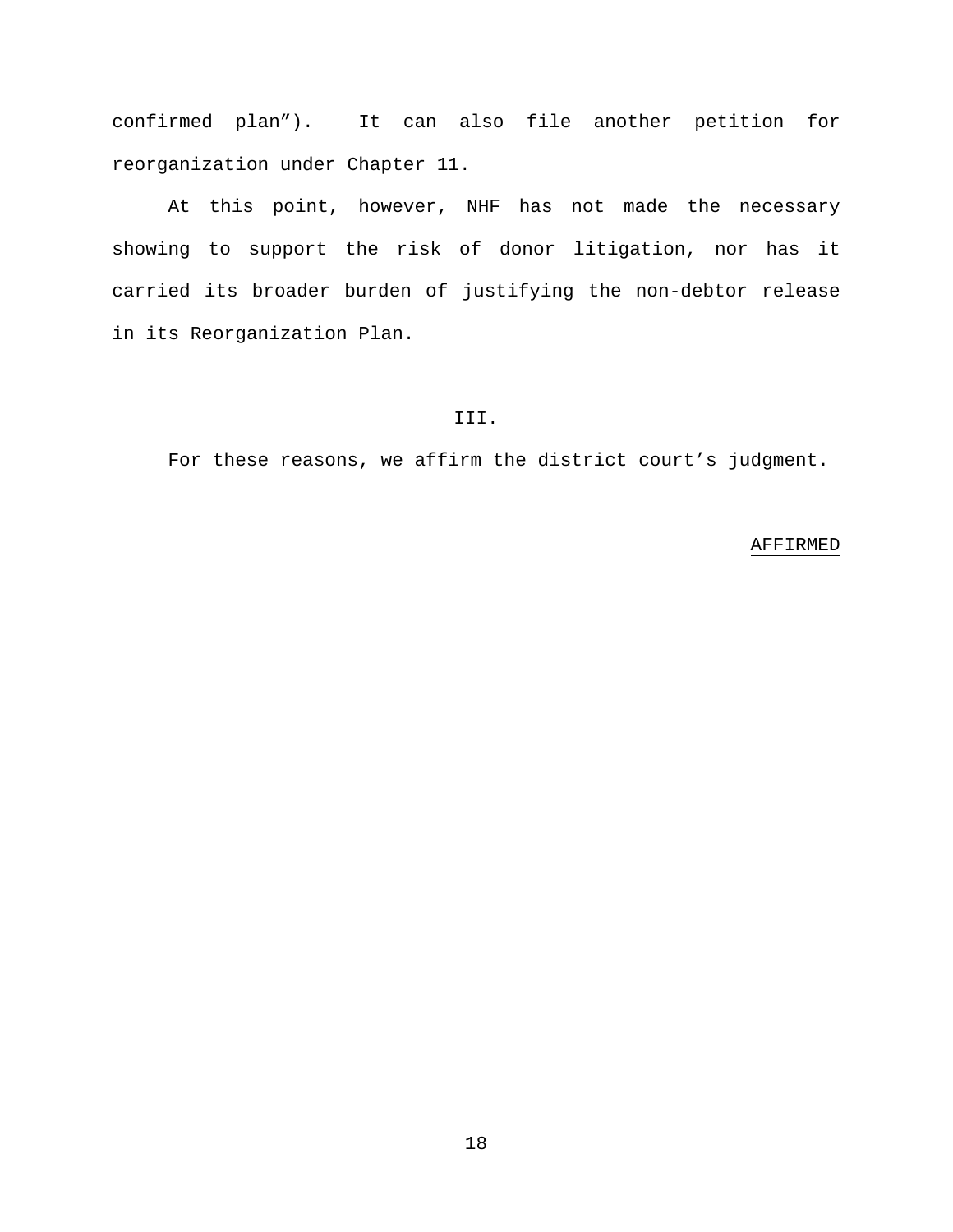confirmed plan"). It can also file another petition for reorganization under Chapter 11.

At this point, however, NHF has not made the necessary showing to support the risk of donor litigation, nor has it carried its broader burden of justifying the non-debtor release in its Reorganization Plan.

III.

For these reasons, we affirm the district court's judgment.

AFFIRMED